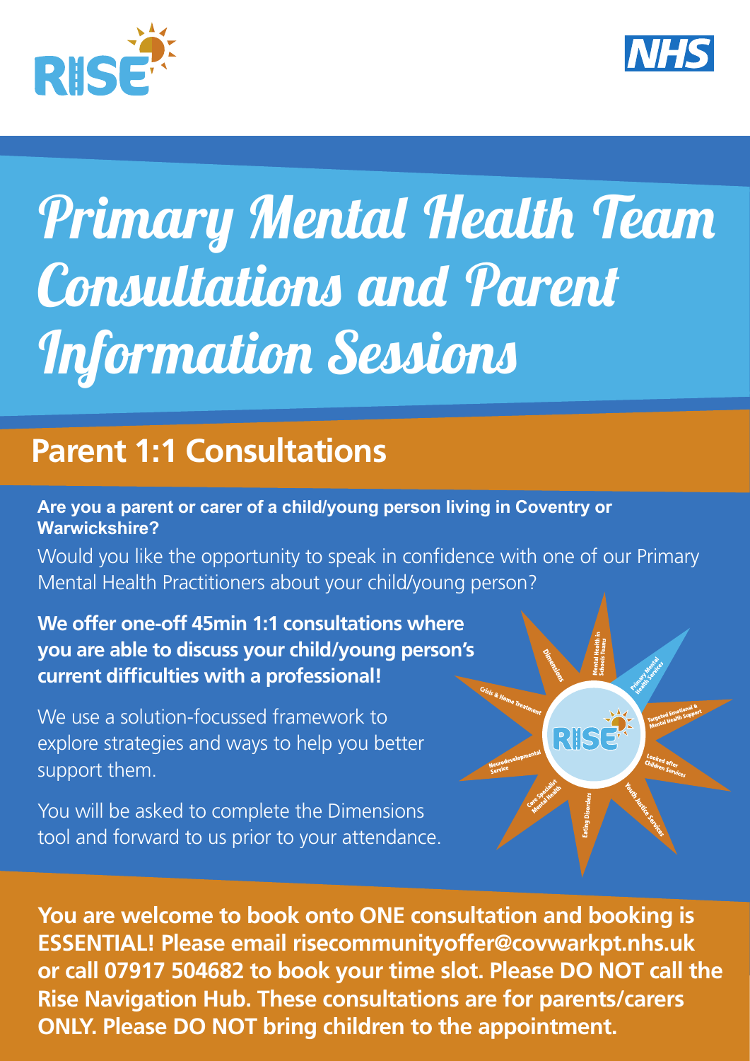# Primary Mental Health Team Consultations and Parent Information Sessions

## Parent 1:1 Consultations

**Are you a parent or carer of a child/young person living in Coventry or Warwickshire?**

Would you like the opportunity to speak in confidence with one of our Primary Mental Health Practitioners about your child/young person?

**We offer one-off 45min 1:1 consultations where you are able to discuss your child/young person's current difficulties with a professional!**

We use a solution-focussed framework to explore strategies and ways to help you better support them.

You will be asked to complete the Dimensions tool and forward to us prior to your attendance.

**You are welcome to book onto ONE consultation and booking is ESSENTIAL! Please email risecommunityoffer@covwarkpt.nhs.uk or call 07917 504682 to book your time slot. Please DO NOT call the Rise Navigation Hub. These consultations are for parents/carers ONLY. Please DO NOT bring children to the appointment.**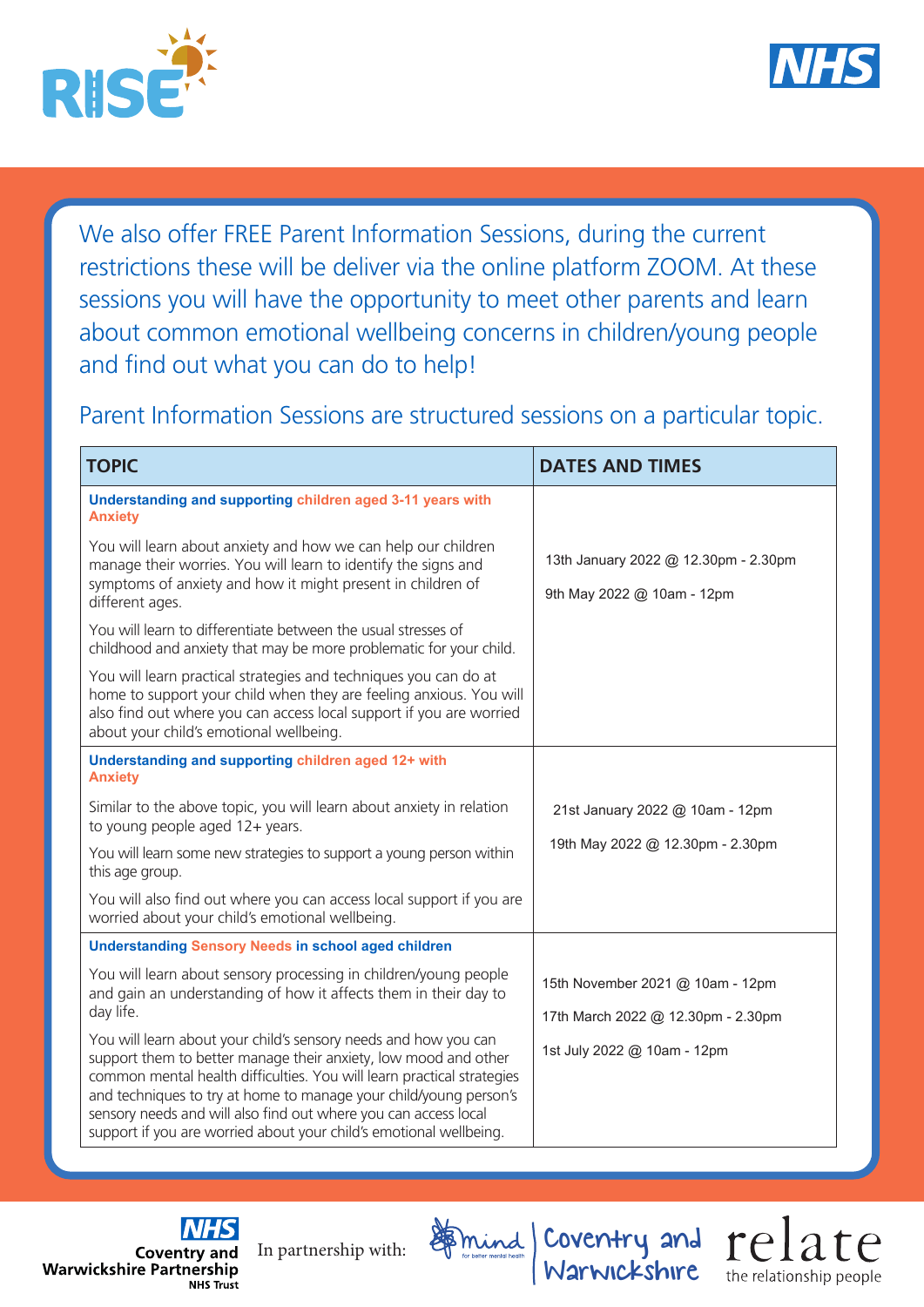We also offer FREE Parent Information Sessions, during the current restrictions these will be deliver via the online platform ZOOM. At these sessions you will have the opportunity to meet other parents and learn about common emotional wellbeing concerns in children/young people and find out what you can do to help!

Parent Information Sessions are structured sessions on a particular topic.

| TOPIC | DATES AND TIMES |
|---|---|
| **Understanding and supporting children aged 3-11 years with Anxiety**<br><br>You will learn about anxiety and how we can help our children manage their worries. You will learn to identify the signs and symptoms of anxiety and how it might present in children of different ages.<br><br>You will learn to differentiate between the usual stresses of childhood and anxiety that may be more problematic for your child.<br><br>You will learn practical strategies and techniques you can do at home to support your child when they are feeling anxious. You will also find out where you can access local support if you are worried about your child's emotional wellbeing. | 13th January 2022 @ 12.30pm - 2.30pm<br><br>9th May 2022 @ 10am - 12pm |
| **Understanding and supporting children aged 12+ with Anxiety**<br><br>Similar to the above topic, you will learn about anxiety in relation to young people aged 12+ years.<br><br>You will learn some new strategies to support a young person within this age group.<br><br>You will also find out where you can access local support if you are worried about your child's emotional wellbeing. | 21st January 2022 @ 10am - 12pm<br><br>19th May 2022 @ 12.30pm - 2.30pm |
| **Understanding Sensory Needs in school aged children**<br><br>You will learn about sensory processing in children/young people and gain an understanding of how it affects them in their day to day life.<br><br>You will learn about your child's sensory needs and how you can support them to better manage their anxiety, low mood and other common mental health difficulties. You will learn practical strategies and techniques to try at home to manage your child/young person's sensory needs and will also find out where you can access local support if you are worried about your child's emotional wellbeing. | 15th November 2021 @ 10am - 12pm<br><br>17th March 2022 @ 12.30pm - 2.30pm<br><br>1st July 2022 @ 10am - 12pm |

NHS Coventry and Warwickshire Partnership NHS Trust

In partnership with: Mind for better mental health | Coventry and Warwickshire; relate the relationship people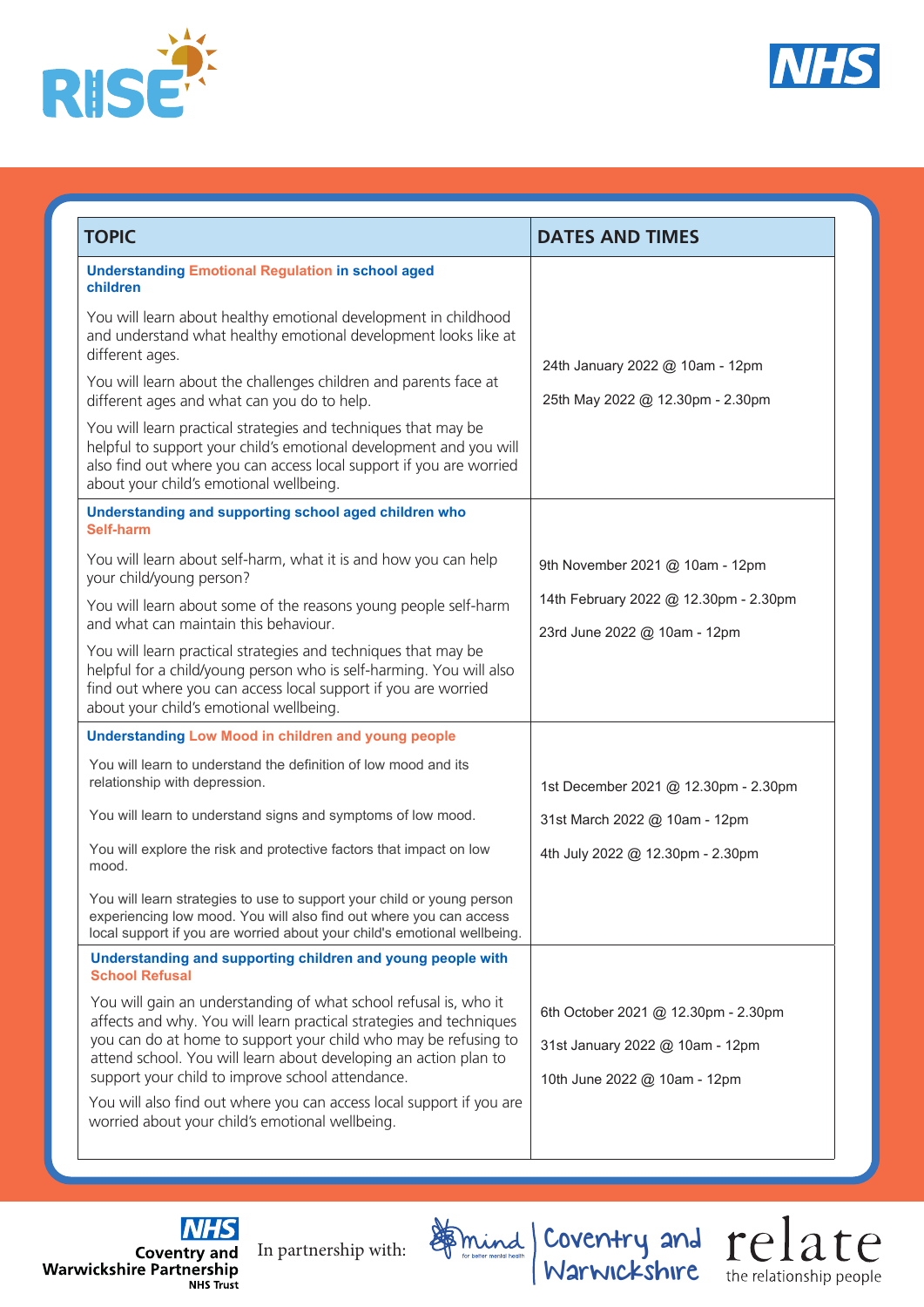| TOPIC | DATES AND TIMES |
|---|---|
| **Understanding Emotional Regulation in school aged children**<br><br>You will learn about healthy emotional development in childhood and understand what healthy emotional development looks like at different ages.<br><br>You will learn about the challenges children and parents face at different ages and what can you do to help.<br><br>You will learn practical strategies and techniques that may be helpful to support your child's emotional development and you will also find out where you can access local support if you are worried about your child's emotional wellbeing. | 24th January 2022 @ 10am - 12pm<br><br>25th May 2022 @ 12.30pm - 2.30pm |
| **Understanding and supporting school aged children who Self-harm**<br><br>You will learn about self-harm, what it is and how you can help your child/young person?<br><br>You will learn about some of the reasons young people self-harm and what can maintain this behaviour.<br><br>You will learn practical strategies and techniques that may be helpful for a child/young person who is self-harming. You will also find out where you can access local support if you are worried about your child's emotional wellbeing. | 9th November 2021 @ 10am - 12pm<br><br>14th February 2022 @ 12.30pm - 2.30pm<br><br>23rd June 2022 @ 10am - 12pm |
| **Understanding Low Mood in children and young people**<br><br>You will learn to understand the definition of low mood and its relationship with depression.<br><br>You will learn to understand signs and symptoms of low mood.<br><br>You will explore the risk and protective factors that impact on low mood.<br><br>You will learn strategies to use to support your child or young person experiencing low mood. You will also find out where you can access local support if you are worried about your child's emotional wellbeing. | 1st December 2021 @ 12.30pm - 2.30pm<br><br>31st March 2022 @ 10am - 12pm<br><br>4th July 2022 @ 12.30pm - 2.30pm |
| **Understanding and supporting children and young people with School Refusal**<br><br>You will gain an understanding of what school refusal is, who it affects and why. You will learn practical strategies and techniques you can do at home to support your child who may be refusing to attend school. You will learn about developing an action plan to support your child to improve school attendance.<br><br>You will also find out where you can access local support if you are worried about your child's emotional wellbeing. | 6th October 2021 @ 12.30pm - 2.30pm<br><br>31st January 2022 @ 10am - 12pm<br><br>10th June 2022 @ 10am - 12pm |

In partnership with: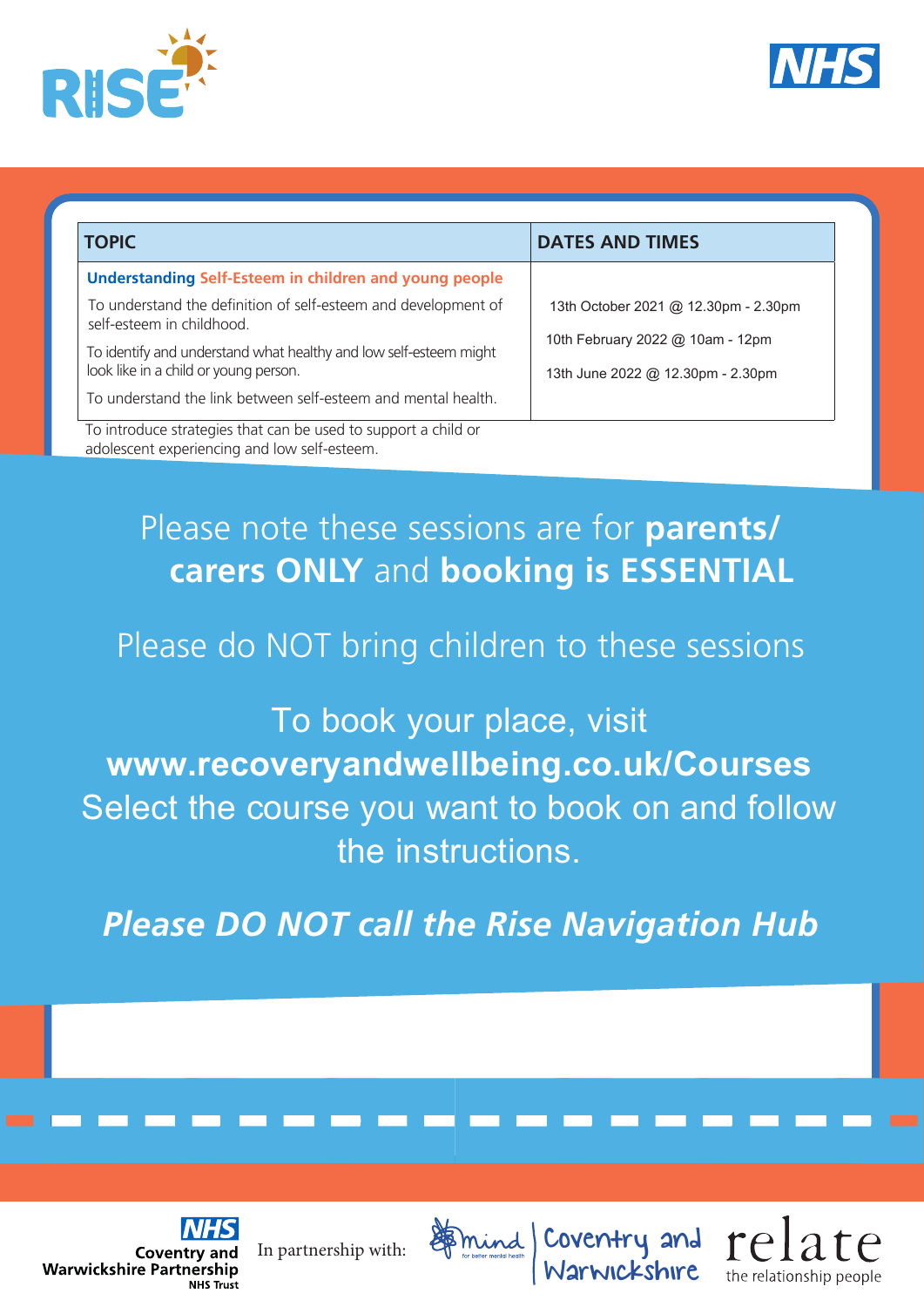| TOPIC | DATES AND TIMES |
| --- | --- |
| **Understanding Self-Esteem in children and young people**<br>To understand the definition of self-esteem and development of self-esteem in childhood.<br>To identify and understand what healthy and low self-esteem might look like in a child or young person.<br>To understand the link between self-esteem and mental health.<br>To introduce strategies that can be used to support a child or adolescent experiencing and low self-esteem. | 13th October 2021 @ 12.30pm - 2.30pm<br>10th February 2022 @ 10am - 12pm<br>13th June 2022 @ 12.30pm - 2.30pm |

Please note these sessions are for **parents/ carers ONLY** and **booking is ESSENTIAL**

Please do NOT bring children to these sessions

To book your place, visit **www.recoveryandwellbeing.co.uk/Courses** Select the course you want to book on and follow the instructions.

***Please DO NOT call the Rise Navigation Hub***

NHS Coventry and Warwickshire Partnership NHS Trust

In partnership with: mind for better mental health Coventry and Warwickshire | relate the relationship people